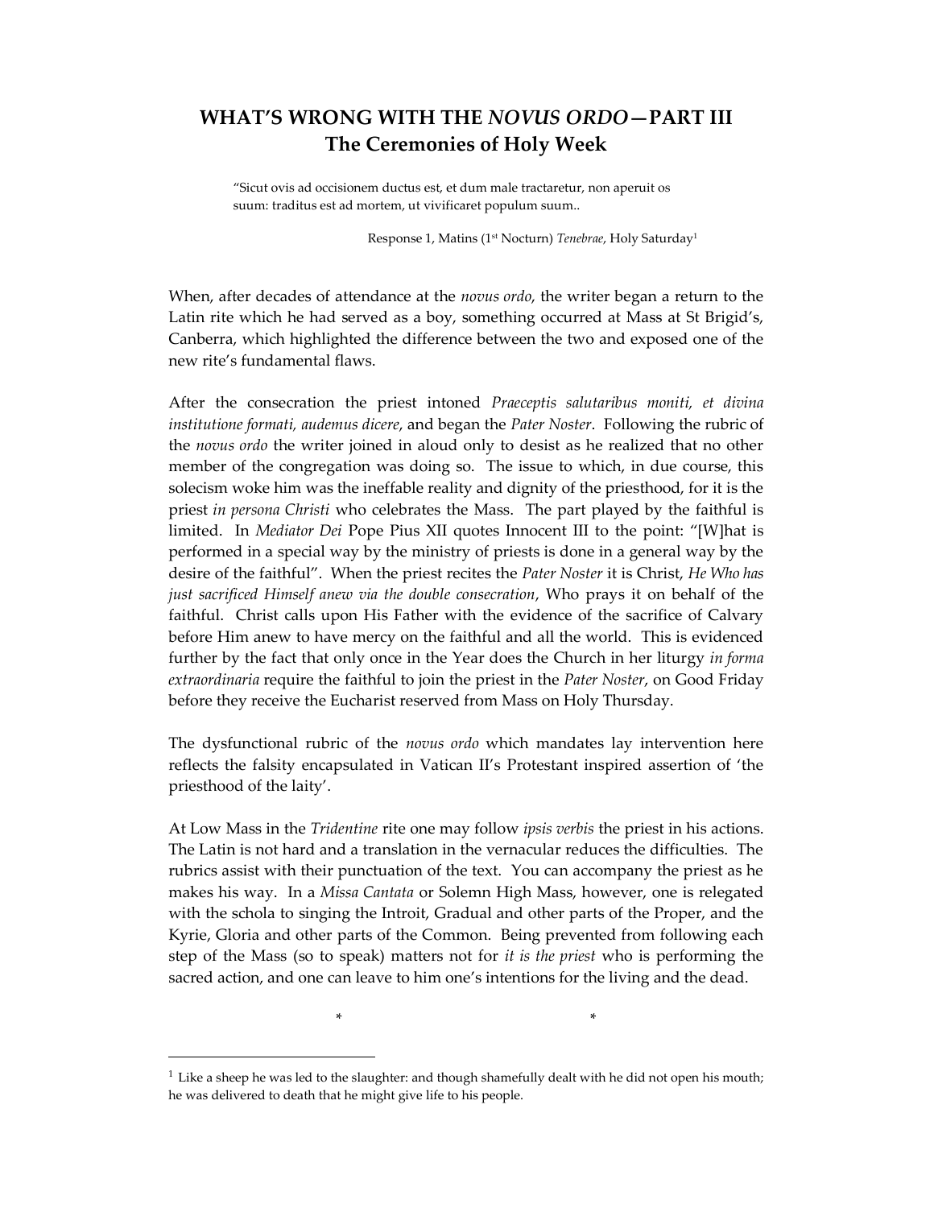# WHAT'S WRONG WITH THE *NOVUS ORDO*—PART III
## The Ceremonies of Holy Week

> "Sicut ovis ad occisionem ductus est, et dum male tractaretur, non aperuit os suum: traditus est ad mortem, ut vivificaret populum suum..
>
> Response 1, Matins (1st Nocturn) *Tenebrae*, Holy Saturday[1]

When, after decades of attendance at the *novus ordo*, the writer began a return to the Latin rite which he had served as a boy, something occurred at Mass at St Brigid's, Canberra, which highlighted the difference between the two and exposed one of the new rite's fundamental flaws.

After the consecration the priest intoned *Praeceptis salutaribus moniti, et divina institutione formati, audemus dicere*, and began the *Pater Noster*. Following the rubric of the *novus ordo* the writer joined in aloud only to desist as he realized that no other member of the congregation was doing so. The issue to which, in due course, this solecism woke him was the ineffable reality and dignity of the priesthood, for it is the priest *in persona Christi* who celebrates the Mass. The part played by the faithful is limited. In *Mediator Dei* Pope Pius XII quotes Innocent III to the point: "[W]hat is performed in a special way by the ministry of priests is done in a general way by the desire of the faithful". When the priest recites the *Pater Noster* it is Christ, *He Who has just sacrificed Himself anew via the double consecration*, Who prays it on behalf of the faithful. Christ calls upon His Father with the evidence of the sacrifice of Calvary before Him anew to have mercy on the faithful and all the world. This is evidenced further by the fact that only once in the Year does the Church in her liturgy *in forma extraordinaria* require the faithful to join the priest in the *Pater Noster*, on Good Friday before they receive the Eucharist reserved from Mass on Holy Thursday.

The dysfunctional rubric of the *novus ordo* which mandates lay intervention here reflects the falsity encapsulated in Vatican II's Protestant inspired assertion of 'the priesthood of the laity'.

At Low Mass in the *Tridentine* rite one may follow *ipsis verbis* the priest in his actions. The Latin is not hard and a translation in the vernacular reduces the difficulties. The rubrics assist with their punctuation of the text. You can accompany the priest as he makes his way. In a *Missa Cantata* or Solemn High Mass, however, one is relegated with the schola to singing the Introit, Gradual and other parts of the Proper, and the Kyrie, Gloria and other parts of the Common. Being prevented from following each step of the Mass (so to speak) matters not for *it is the priest* who is performing the sacred action, and one can leave to him one's intentions for the living and the dead.

\* \*

---

[1] Like a sheep he was led to the slaughter: and though shamefully dealt with he did not open his mouth; he was delivered to death that he might give life to his people.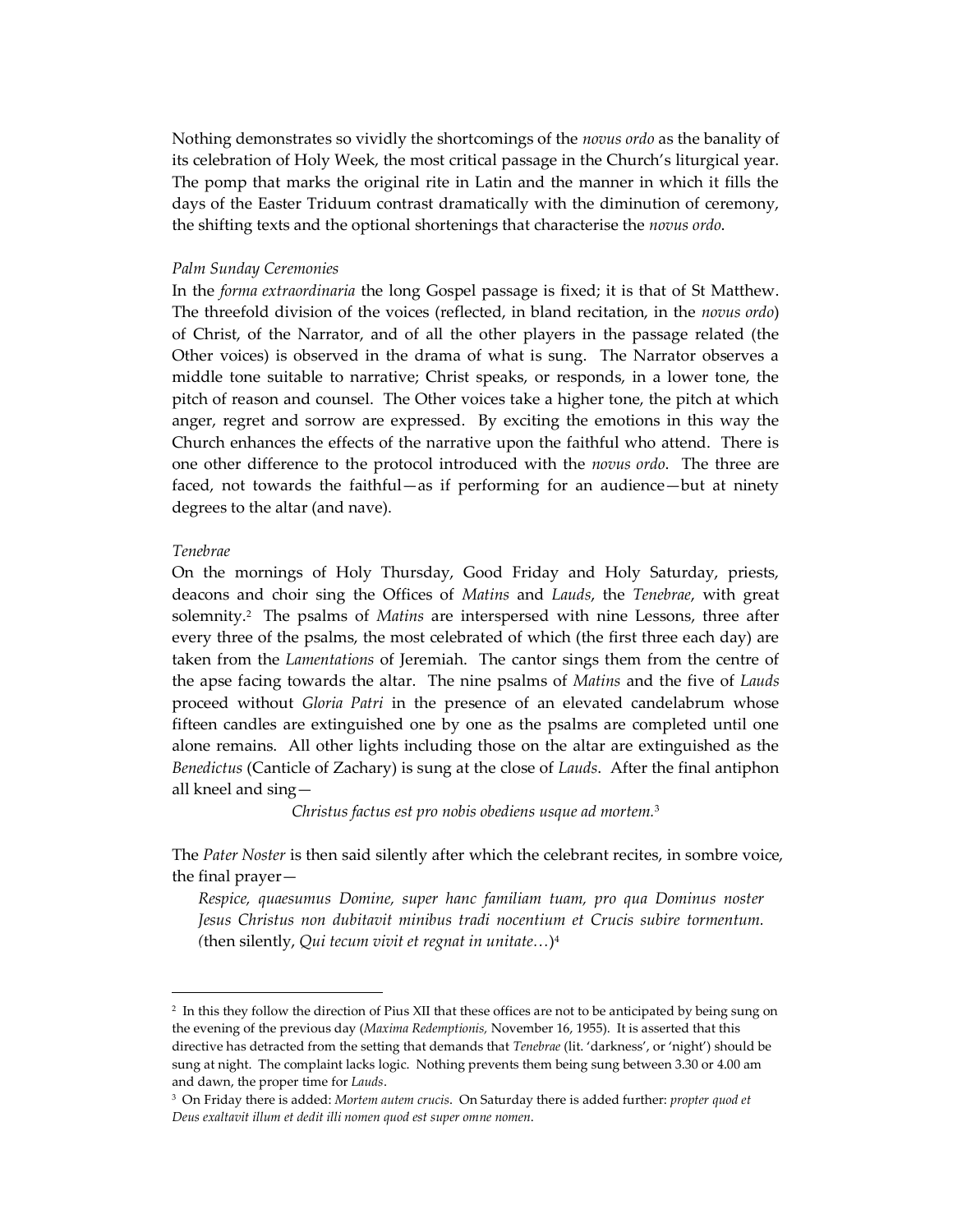Nothing demonstrates so vividly the shortcomings of the *novus ordo* as the banality of its celebration of Holy Week, the most critical passage in the Church's liturgical year. The pomp that marks the original rite in Latin and the manner in which it fills the days of the Easter Triduum contrast dramatically with the diminution of ceremony, the shifting texts and the optional shortenings that characterise the *novus ordo*.

*Palm Sunday Ceremonies*

In the *forma extraordinaria* the long Gospel passage is fixed; it is that of St Matthew. The threefold division of the voices (reflected, in bland recitation, in the *novus ordo*) of Christ, of the Narrator, and of all the other players in the passage related (the Other voices) is observed in the drama of what is sung. The Narrator observes a middle tone suitable to narrative; Christ speaks, or responds, in a lower tone, the pitch of reason and counsel. The Other voices take a higher tone, the pitch at which anger, regret and sorrow are expressed. By exciting the emotions in this way the Church enhances the effects of the narrative upon the faithful who attend. There is one other difference to the protocol introduced with the *novus ordo*. The three are faced, not towards the faithful—as if performing for an audience—but at ninety degrees to the altar (and nave).

*Tenebrae*

On the mornings of Holy Thursday, Good Friday and Holy Saturday, priests, deacons and choir sing the Offices of *Matins* and *Lauds*, the *Tenebrae*, with great solemnity.[2] The psalms of *Matins* are interspersed with nine Lessons, three after every three of the psalms, the most celebrated of which (the first three each day) are taken from the *Lamentations* of Jeremiah. The cantor sings them from the centre of the apse facing towards the altar. The nine psalms of *Matins* and the five of *Lauds* proceed without *Gloria Patri* in the presence of an elevated candelabrum whose fifteen candles are extinguished one by one as the psalms are completed until one alone remains. All other lights including those on the altar are extinguished as the *Benedictus* (Canticle of Zachary) is sung at the close of *Lauds*. After the final antiphon all kneel and sing—

*Christus factus est pro nobis obediens usque ad mortem.*[3]

The *Pater Noster* is then said silently after which the celebrant recites, in sombre voice, the final prayer—

> *Respice, quaesumus Domine, super hanc familiam tuam, pro qua Dominus noster Jesus Christus non dubitavit minibus tradi nocentium et Crucis subire tormentum. (*then silently, *Qui tecum vivit et regnat in unitate…*)[4]

---

[2] In this they follow the direction of Pius XII that these offices are not to be anticipated by being sung on the evening of the previous day (*Maxima Redemptionis,* November 16, 1955). It is asserted that this directive has detracted from the setting that demands that *Tenebrae* (lit. 'darkness', or 'night') should be sung at night. The complaint lacks logic. Nothing prevents them being sung between 3.30 or 4.00 am and dawn, the proper time for *Lauds*.

[3] On Friday there is added: *Mortem autem crucis*. On Saturday there is added further: *propter quod et Deus exaltavit illum et dedit illi nomen quod est super omne nomen*.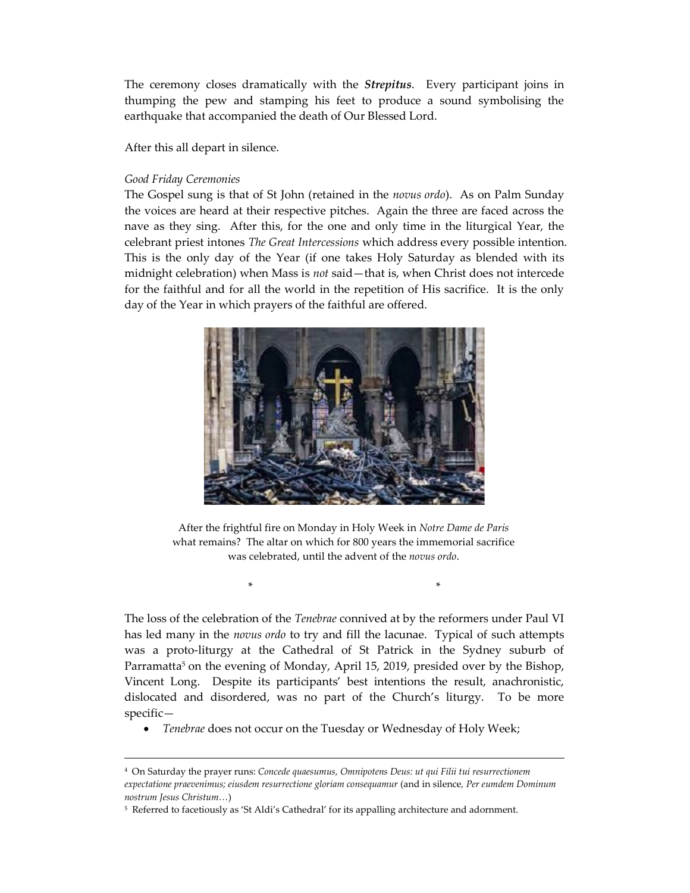The ceremony closes dramatically with the ***Strepitus***. Every participant joins in thumping the pew and stamping his feet to produce a sound symbolising the earthquake that accompanied the death of Our Blessed Lord.

After this all depart in silence.

*Good Friday Ceremonies*

The Gospel sung is that of St John (retained in the *novus ordo*). As on Palm Sunday the voices are heard at their respective pitches. Again the three are faced across the nave as they sing. After this, for the one and only time in the liturgical Year, the celebrant priest intones *The Great Intercessions* which address every possible intention. This is the only day of the Year (if one takes Holy Saturday as blended with its midnight celebration) when Mass is *not* said—that is, when Christ does not intercede for the faithful and for all the world in the repetition of His sacrifice. It is the only day of the Year in which prayers of the faithful are offered.

After the frightful fire on Monday in Holy Week in *Notre Dame de Paris* what remains? The altar on which for 800 years the immemorial sacrifice was celebrated, until the advent of the *novus ordo*.

\* \*

The loss of the celebration of the *Tenebrae* connived at by the reformers under Paul VI has led many in the *novus ordo* to try and fill the lacunae. Typical of such attempts was a proto-liturgy at the Cathedral of St Patrick in the Sydney suburb of Parramatta[5] on the evening of Monday, April 15, 2019, presided over by the Bishop, Vincent Long. Despite its participants' best intentions the result, anachronistic, dislocated and disordered, was no part of the Church's liturgy. To be more specific—

- *Tenebrae* does not occur on the Tuesday or Wednesday of Holy Week;

---

[4] On Saturday the prayer runs: *Concede quaesumus, Omnipotens Deus: ut qui Filii tui resurrectionem expectatione praevenimus; eiusdem resurrectione gloriam consequamur* (and in silence*, Per eumdem Dominum nostrum Jesus Christum…*)

[5] Referred to facetiously as 'St Aldi's Cathedral' for its appalling architecture and adornment.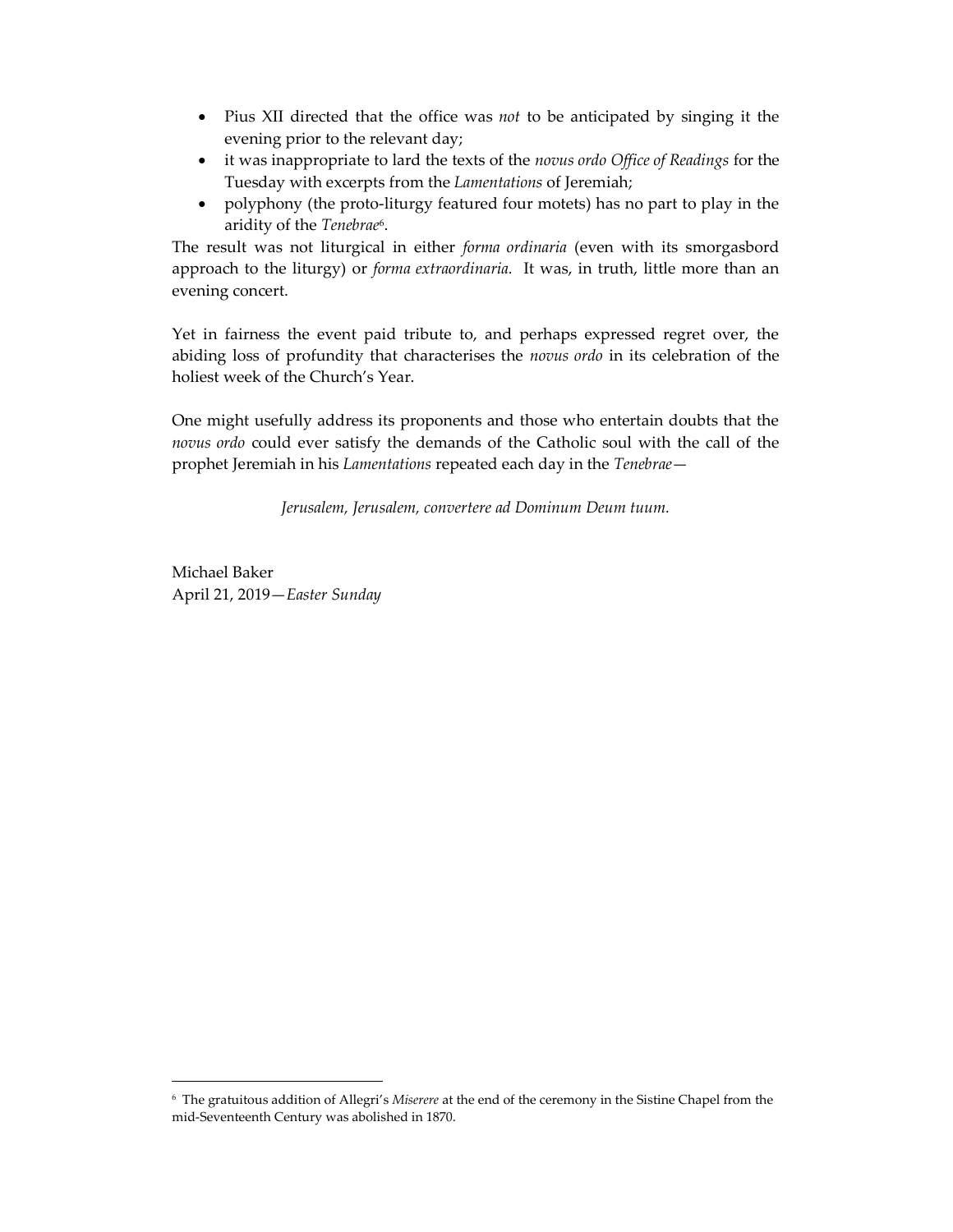- Pius XII directed that the office was *not* to be anticipated by singing it the evening prior to the relevant day;
- it was inappropriate to lard the texts of the *novus ordo Office of Readings* for the Tuesday with excerpts from the *Lamentations* of Jeremiah;
- polyphony (the proto-liturgy featured four motets) has no part to play in the aridity of the *Tenebrae*[6].

The result was not liturgical in either *forma ordinaria* (even with its smorgasbord approach to the liturgy) or *forma extraordinaria.* It was, in truth, little more than an evening concert.

Yet in fairness the event paid tribute to, and perhaps expressed regret over, the abiding loss of profundity that characterises the *novus ordo* in its celebration of the holiest week of the Church's Year.

One might usefully address its proponents and those who entertain doubts that the *novus ordo* could ever satisfy the demands of the Catholic soul with the call of the prophet Jeremiah in his *Lamentations* repeated each day in the *Tenebrae*—

*Jerusalem, Jerusalem, convertere ad Dominum Deum tuum.*

Michael Baker
April 21, 2019—*Easter Sunday*

---

[6] The gratuitous addition of Allegri's *Miserere* at the end of the ceremony in the Sistine Chapel from the mid-Seventeenth Century was abolished in 1870.